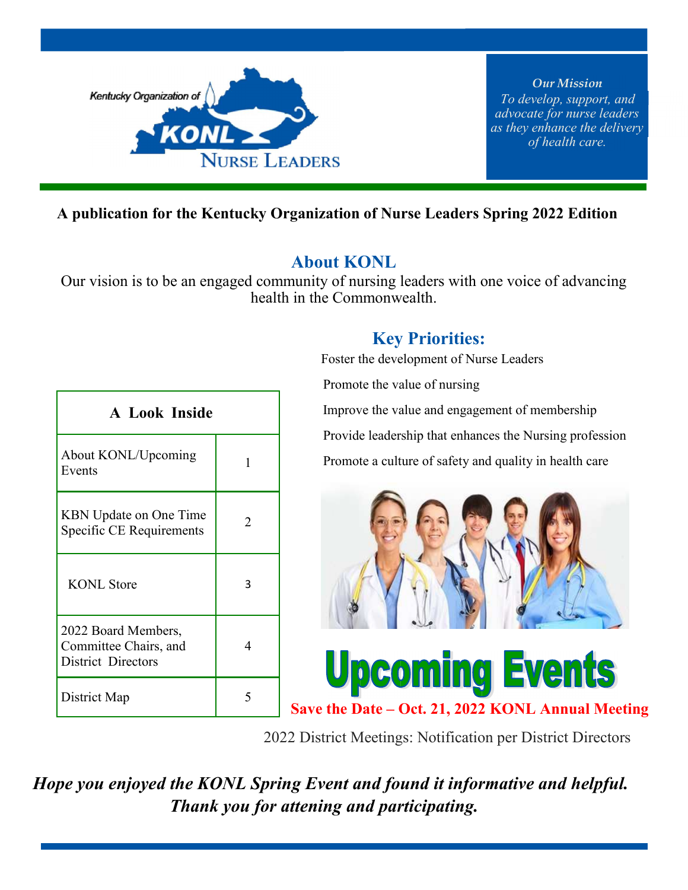Kentucky Organization of KONL Nurse Leaders

***Our Mission***
*To develop, support, and advocate for nurse leaders as they enhance the delivery of health care.*

**A publication for the Kentucky Organization of Nurse Leaders Spring 2022 Edition**

## About KONL

Our vision is to be an engaged community of nursing leaders with one voice of advancing health in the Commonwealth.

## Key Priorities:

Foster the development of Nurse Leaders

Promote the value of nursing

Improve the value and engagement of membership

Provide leadership that enhances the Nursing profession

Promote a culture of safety and quality in health care

| A Look Inside | |
|---|---|
| About KONL/Upcoming Events | 1 |
| KBN Update on One Time Specific CE Requirements | 2 |
| KONL Store | 3 |
| 2022 Board Members, Committee Chairs, and District Directors | 4 |
| District Map | 5 |

## Upcoming Events

**Save the Date – Oct. 21, 2022 KONL Annual Meeting**

2022 District Meetings: Notification per District Directors

***Hope you enjoyed the KONL Spring Event and found it informative and helpful. Thank you for attening and participating.***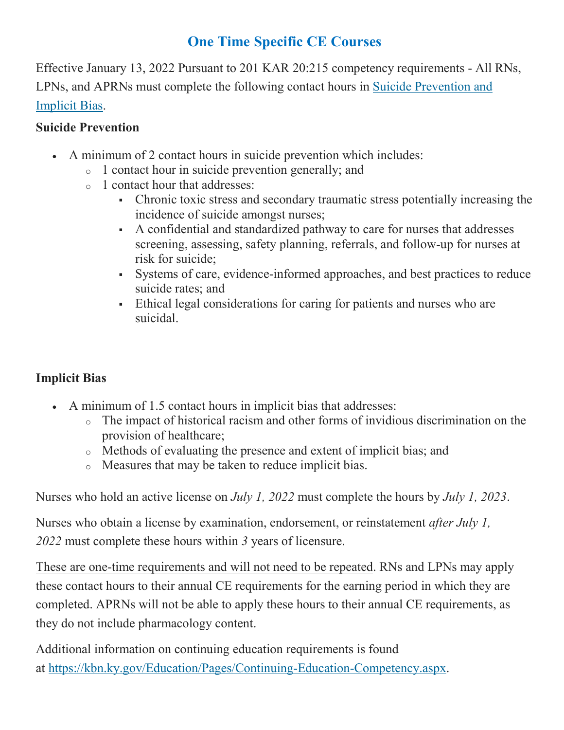# One Time Specific CE Courses

Effective January 13, 2022 Pursuant to 201 KAR 20:215 competency requirements - All RNs, LPNs, and APRNs must complete the following contact hours in [Suicide Prevention and Implicit Bias](#).

**Suicide Prevention**

- A minimum of 2 contact hours in suicide prevention which includes:
  - 1 contact hour in suicide prevention generally; and
  - 1 contact hour that addresses:
    - Chronic toxic stress and secondary traumatic stress potentially increasing the incidence of suicide amongst nurses;
    - A confidential and standardized pathway to care for nurses that addresses screening, assessing, safety planning, referrals, and follow-up for nurses at risk for suicide;
    - Systems of care, evidence-informed approaches, and best practices to reduce suicide rates; and
    - Ethical legal considerations for caring for patients and nurses who are suicidal.

**Implicit Bias**

- A minimum of 1.5 contact hours in implicit bias that addresses:
  - The impact of historical racism and other forms of invidious discrimination on the provision of healthcare;
  - Methods of evaluating the presence and extent of implicit bias; and
  - Measures that may be taken to reduce implicit bias.

Nurses who hold an active license on *July 1, 2022* must complete the hours by *July 1, 2023*.

Nurses who obtain a license by examination, endorsement, or reinstatement *after July 1, 2022* must complete these hours within *3* years of licensure.

<u>These are one-time requirements and will not need to be repeated</u>. RNs and LPNs may apply these contact hours to their annual CE requirements for the earning period in which they are completed. APRNs will not be able to apply these hours to their annual CE requirements, as they do not include pharmacology content.

Additional information on continuing education requirements is found at [https://kbn.ky.gov/Education/Pages/Continuing-Education-Competency.aspx](https://kbn.ky.gov/Education/Pages/Continuing-Education-Competency.aspx).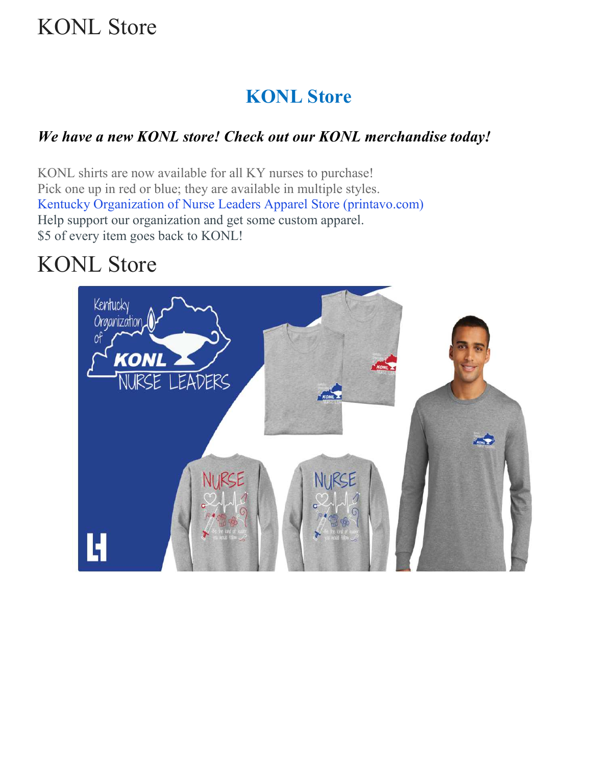# KONL Store

## KONL Store

***We have a new KONL store! Check out our KONL merchandise today!***

KONL shirts are now available for all KY nurses to purchase!
Pick one up in red or blue; they are available in multiple styles.
Kentucky Organization of Nurse Leaders Apparel Store (printavo.com)
Help support our organization and get some custom apparel.
$5 of every item goes back to KONL!

# KONL Store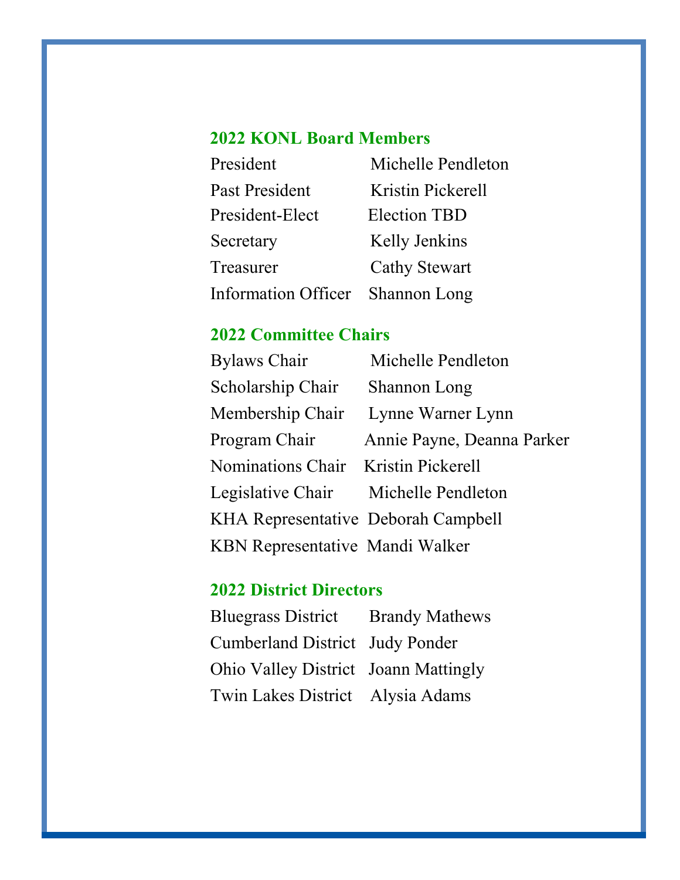### 2022 KONL Board Members

| | |
|---|---|
| President | Michelle Pendleton |
| Past President | Kristin Pickerell |
| President-Elect | Election TBD |
| Secretary | Kelly Jenkins |
| Treasurer | Cathy Stewart |
| Information Officer | Shannon Long |

### 2022 Committee Chairs

| | |
|---|---|
| Bylaws Chair | Michelle Pendleton |
| Scholarship Chair | Shannon Long |
| Membership Chair | Lynne Warner Lynn |
| Program Chair | Annie Payne, Deanna Parker |
| Nominations Chair | Kristin Pickerell |
| Legislative Chair | Michelle Pendleton |
| KHA Representative | Deborah Campbell |
| KBN Representative | Mandi Walker |

### 2022 District Directors

| | |
|---|---|
| Bluegrass District | Brandy Mathews |
| Cumberland District | Judy Ponder |
| Ohio Valley District | Joann Mattingly |
| Twin Lakes District | Alysia Adams |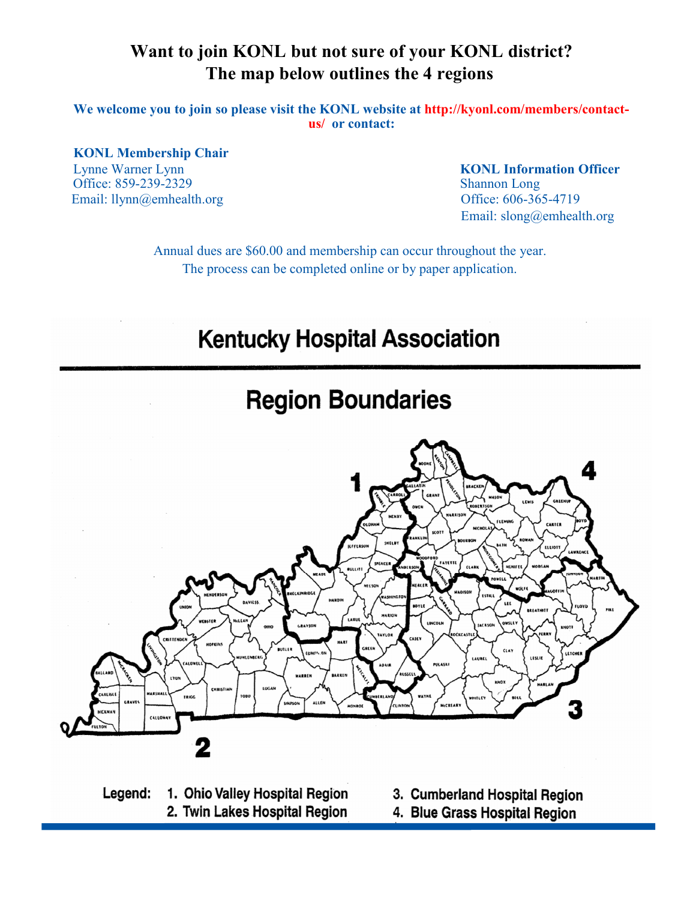# Want to join KONL but not sure of your KONL district?
# The map below outlines the 4 regions

**We welcome you to join so please visit the KONL website at http://kyonl.com/members/contact-us/ or contact:**

**KONL Membership Chair**
Lynne Warner Lynn
Office: 859-239-2329
Email: llynn@emhealth.org

**KONL Information Officer**
Shannon Long
Office: 606-365-4719
Email: slong@emhealth.org

Annual dues are $60.00 and membership can occur throughout the year.
The process can be completed online or by paper application.

## Kentucky Hospital Association

## Region Boundaries

1

2

3

4

Legend: 1. Ohio Valley Hospital Region
2. Twin Lakes Hospital Region
3. Cumberland Hospital Region
4. Blue Grass Hospital Region